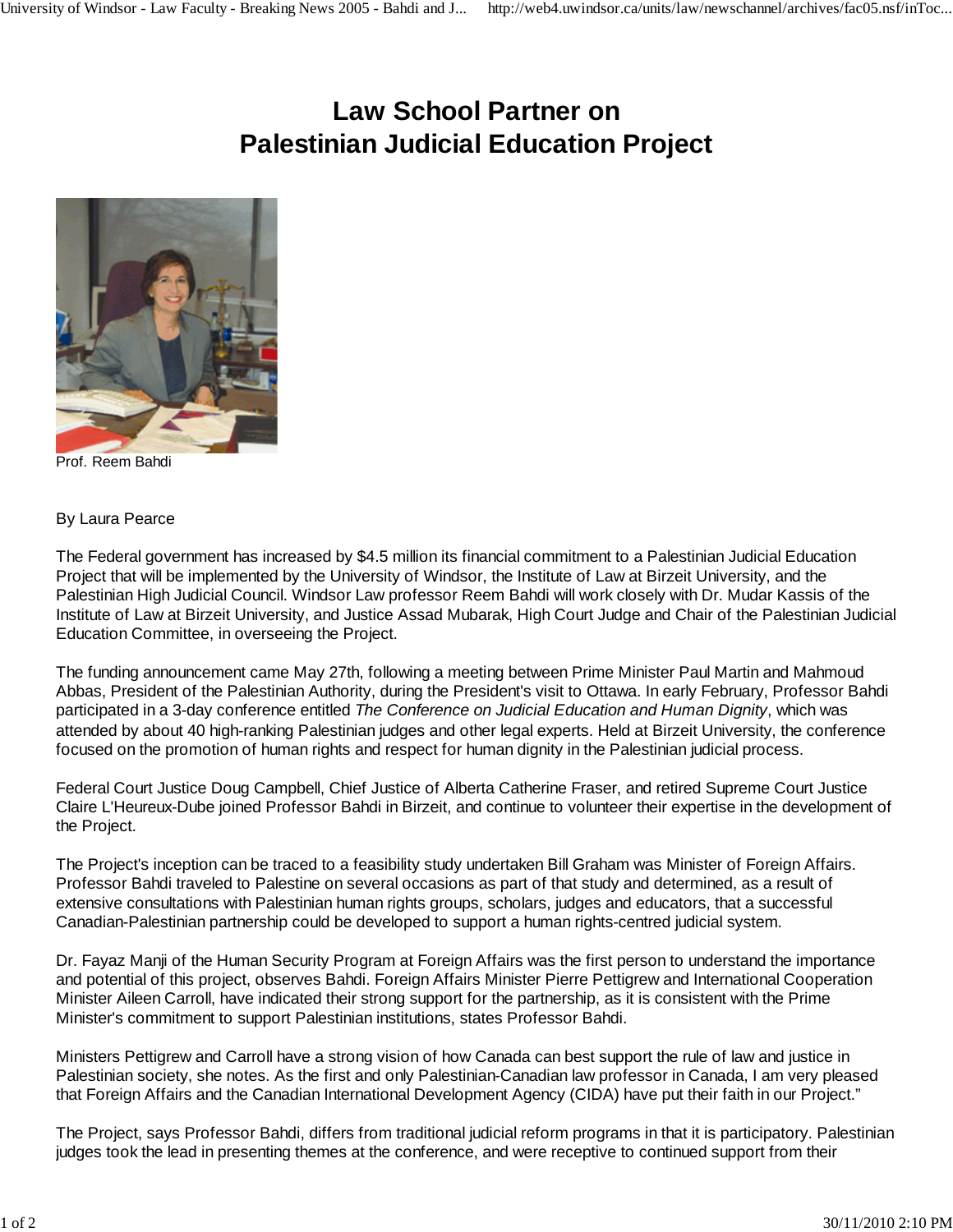# Law School Partner on Palestinian Judicial Education Project

Prof. Reem Bahdi

By Laura Pearce

The Federal government has increased by $4.5 million its financial commitment to a Palestinian Judicial Education Project that will be implemented by the University of Windsor, the Institute of Law at Birzeit University, and the Palestinian High Judicial Council. Windsor Law professor Reem Bahdi will work closely with Dr. Mudar Kassis of the Institute of Law at Birzeit University, and Justice Assad Mubarak, High Court Judge and Chair of the Palestinian Judicial Education Committee, in overseeing the Project.

The funding announcement came May 27th, following a meeting between Prime Minister Paul Martin and Mahmoud Abbas, President of the Palestinian Authority, during the President's visit to Ottawa. In early February, Professor Bahdi participated in a 3-day conference entitled *The Conference on Judicial Education and Human Dignity*, which was attended by about 40 high-ranking Palestinian judges and other legal experts. Held at Birzeit University, the conference focused on the promotion of human rights and respect for human dignity in the Palestinian judicial process.

Federal Court Justice Doug Campbell, Chief Justice of Alberta Catherine Fraser, and retired Supreme Court Justice Claire L'Heureux-Dube joined Professor Bahdi in Birzeit, and continue to volunteer their expertise in the development of the Project.

The Project's inception can be traced to a feasibility study undertaken Bill Graham was Minister of Foreign Affairs. Professor Bahdi traveled to Palestine on several occasions as part of that study and determined, as a result of extensive consultations with Palestinian human rights groups, scholars, judges and educators, that a successful Canadian-Palestinian partnership could be developed to support a human rights-centred judicial system.

Dr. Fayaz Manji of the Human Security Program at Foreign Affairs was the first person to understand the importance and potential of this project, observes Bahdi. Foreign Affairs Minister Pierre Pettigrew and International Cooperation Minister Aileen Carroll, have indicated their strong support for the partnership, as it is consistent with the Prime Minister's commitment to support Palestinian institutions, states Professor Bahdi.

Ministers Pettigrew and Carroll have a strong vision of how Canada can best support the rule of law and justice in Palestinian society, she notes. As the first and only Palestinian-Canadian law professor in Canada, I am very pleased that Foreign Affairs and the Canadian International Development Agency (CIDA) have put their faith in our Project."

The Project, says Professor Bahdi, differs from traditional judicial reform programs in that it is participatory. Palestinian judges took the lead in presenting themes at the conference, and were receptive to continued support from their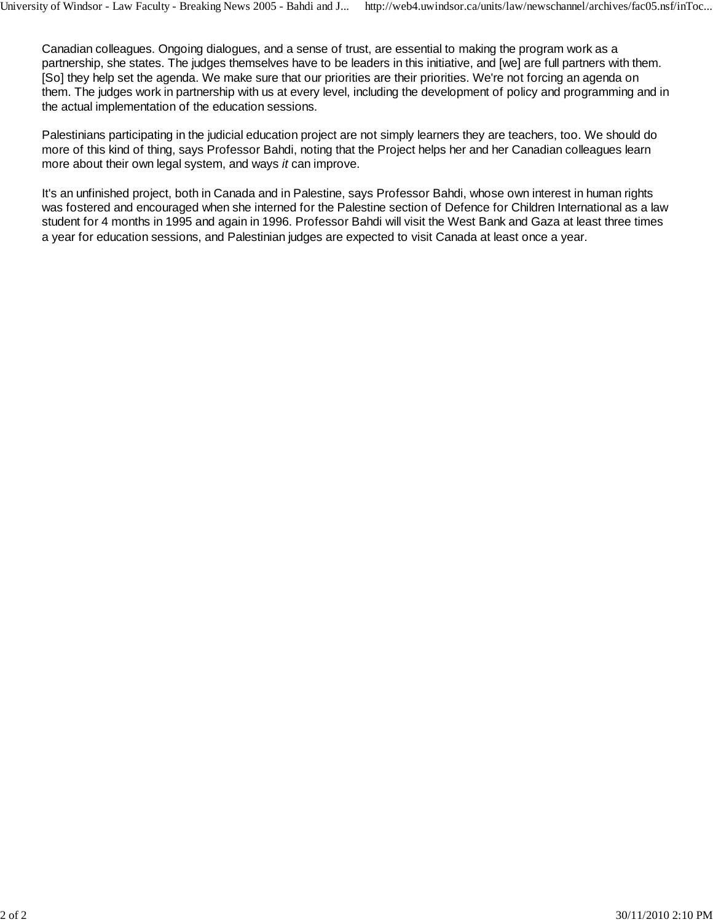Canadian colleagues. Ongoing dialogues, and a sense of trust, are essential to making the program work as a partnership, she states. The judges themselves have to be leaders in this initiative, and [we] are full partners with them. [So] they help set the agenda. We make sure that our priorities are their priorities. We're not forcing an agenda on them. The judges work in partnership with us at every level, including the development of policy and programming and in the actual implementation of the education sessions.

Palestinians participating in the judicial education project are not simply learners they are teachers, too. We should do more of this kind of thing, says Professor Bahdi, noting that the Project helps her and her Canadian colleagues learn more about their own legal system, and ways *it* can improve.

It's an unfinished project, both in Canada and in Palestine, says Professor Bahdi, whose own interest in human rights was fostered and encouraged when she interned for the Palestine section of Defence for Children International as a law student for 4 months in 1995 and again in 1996. Professor Bahdi will visit the West Bank and Gaza at least three times a year for education sessions, and Palestinian judges are expected to visit Canada at least once a year.